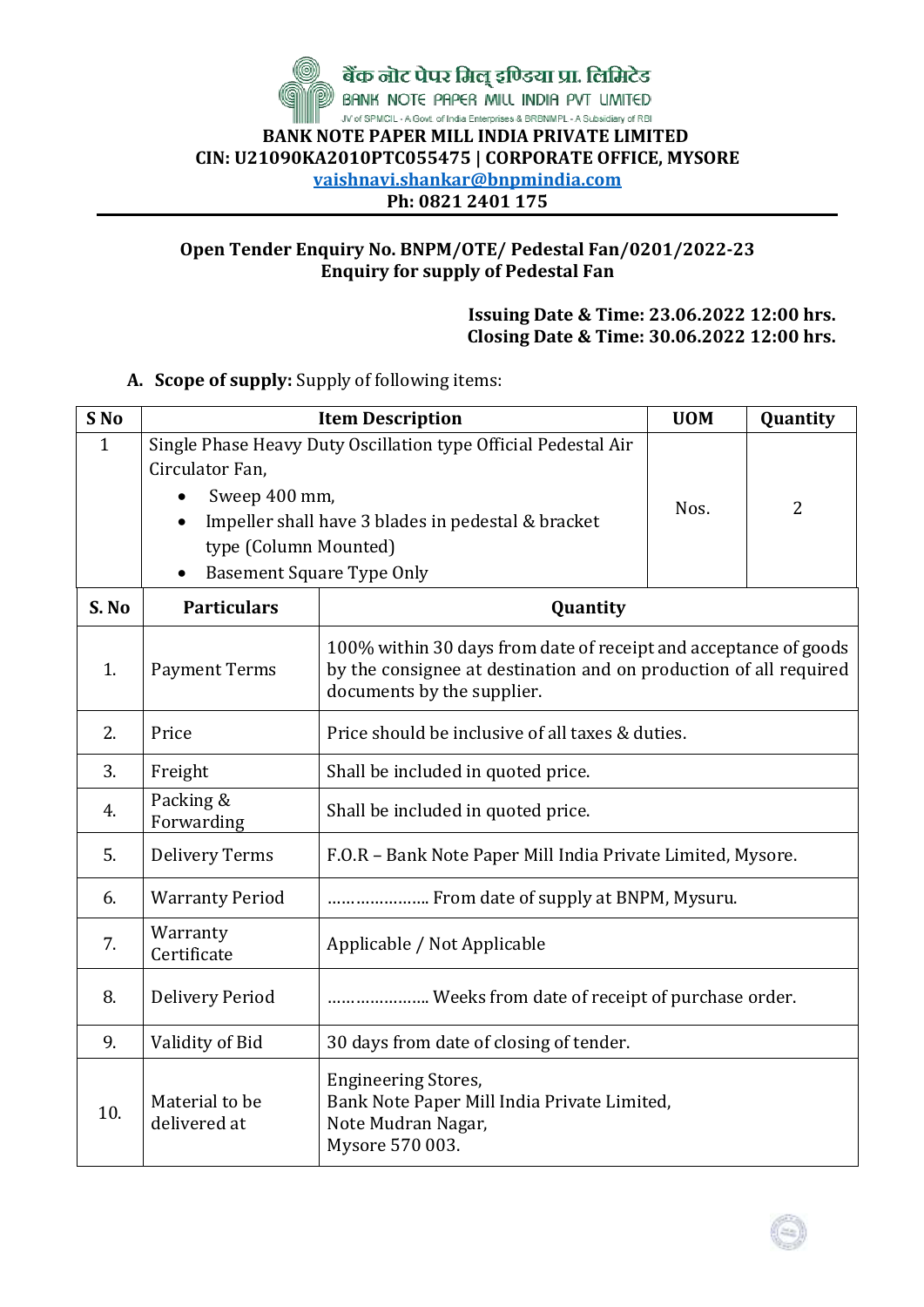बैंक नोट पेपर मिल इण्डिया प्रा. लिमिटेड

BANK NOTE PAPER MILL INDIA PVT LIMITED

JV of SPMCIL - A Govt. of India Enterprises & BRBNMPL - A Subsidiary of RBI

**BANK NOTE PAPER MILL INDIA PRIVATE LIMITED**

**CIN: U21090KA2010PTC055475 | CORPORATE OFFICE, MYSORE**

**vaishnavi.shankar@bnpmindia.com**

**Ph: 0821 2401 175**

---

**Open Tender Enquiry No. BNPM/OTE/ Pedestal Fan/0201/2022-23**
**Enquiry for supply of Pedestal Fan**

**Issuing Date & Time: 23.06.2022 12:00 hrs.**
**Closing Date & Time: 30.06.2022 12:00 hrs.**

A. **Scope of supply:** Supply of following items:

| S No | Item Description | UOM | Quantity |
|---|---|---|---|
| 1 | Single Phase Heavy Duty Oscillation type Official Pedestal Air Circulator Fan,<br>• Sweep 400 mm,<br>• Impeller shall have 3 blades in pedestal & bracket type (Column Mounted)<br>• Basement Square Type Only | Nos. | 2 |

| S. No | Particulars | Quantity |
|---|---|---|
| 1. | Payment Terms | 100% within 30 days from date of receipt and acceptance of goods by the consignee at destination and on production of all required documents by the supplier. |
| 2. | Price | Price should be inclusive of all taxes & duties. |
| 3. | Freight | Shall be included in quoted price. |
| 4. | Packing & Forwarding | Shall be included in quoted price. |
| 5. | Delivery Terms | F.O.R – Bank Note Paper Mill India Private Limited, Mysore. |
| 6. | Warranty Period | ………………… From date of supply at BNPM, Mysuru. |
| 7. | Warranty Certificate | Applicable / Not Applicable |
| 8. | Delivery Period | ………………… Weeks from date of receipt of purchase order. |
| 9. | Validity of Bid | 30 days from date of closing of tender. |
| 10. | Material to be delivered at | Engineering Stores,<br>Bank Note Paper Mill India Private Limited,<br>Note Mudran Nagar,<br>Mysore 570 003. |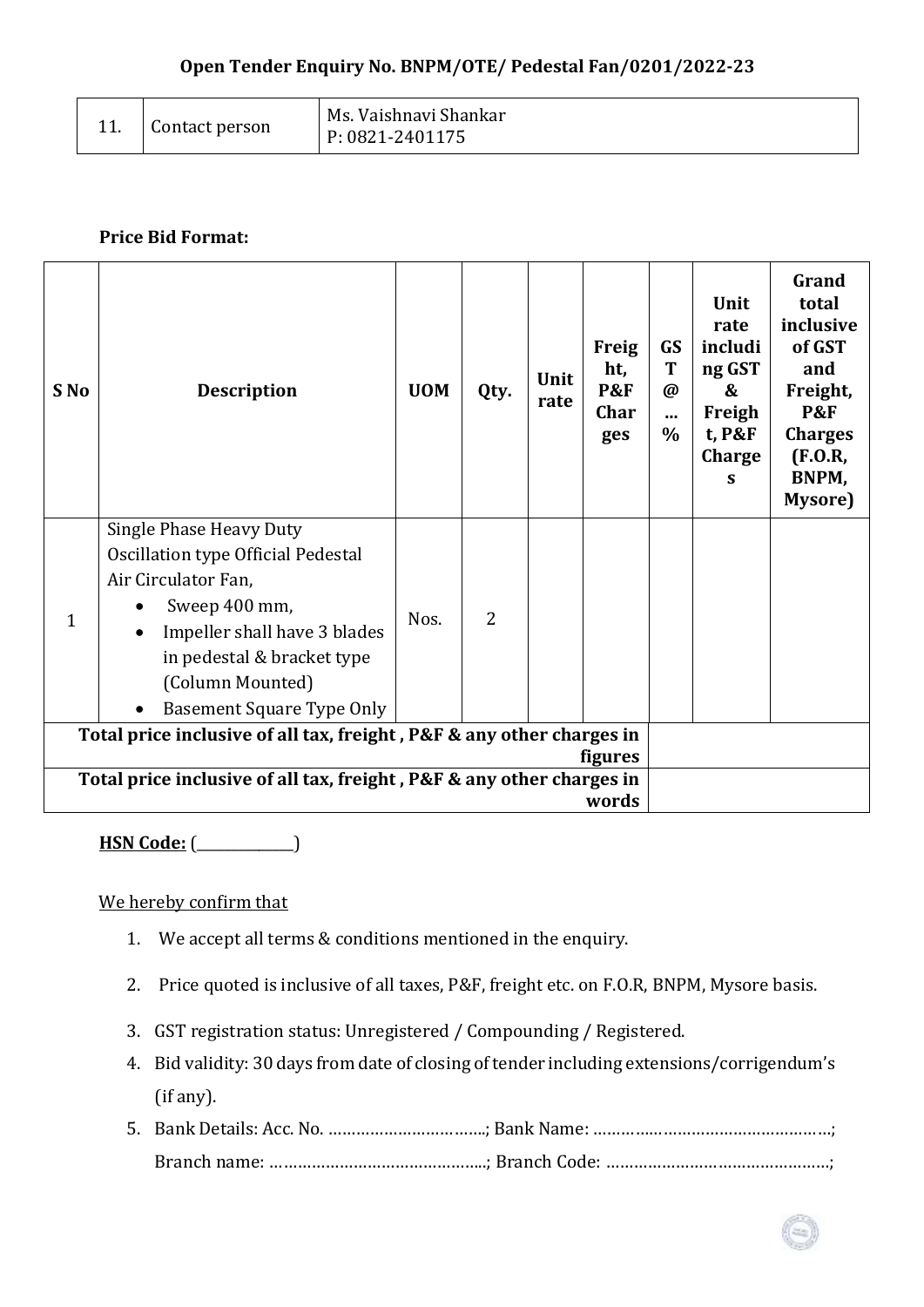**Open Tender Enquiry No. BNPM/OTE/ Pedestal Fan/0201/2022-23**

| 11. | Contact person | Ms. Vaishnavi Shankar<br>P: 0821-2401175 |
|---|---|---|

**Price Bid Format:**

| S No | Description | UOM | Qty. | Unit rate | Freight, P&F Charges | GST @ ... % | Unit rate including GST & Freight, P&F Charges | Grand total inclusive of GST and Freight, P&F Charges (F.O.R, BNPM, Mysore) |
|---|---|---|---|---|---|---|---|---|
| 1 | Single Phase Heavy Duty Oscillation type Official Pedestal Air Circulator Fan,<br>• Sweep 400 mm,<br>• Impeller shall have 3 blades in pedestal & bracket type (Column Mounted)<br>• Basement Square Type Only | Nos. | 2 | | | | | |
| **Total price inclusive of all tax, freight , P&F & any other charges in figures** | | | | | | | | |
| **Total price inclusive of all tax, freight , P&F & any other charges in words** | | | | | | | | |

**HSN Code:** (_____________)

We hereby confirm that

1. We accept all terms & conditions mentioned in the enquiry.
2. Price quoted is inclusive of all taxes, P&F, freight etc. on F.O.R, BNPM, Mysore basis.
3. GST registration status: Unregistered / Compounding / Registered.
4. Bid validity: 30 days from date of closing of tender including extensions/corrigendum's (if any).
5. Bank Details: Acc. No. ……………………………..; Bank Name: ……………………………………………;
   Branch name: ………………………………………..; Branch Code: …………………………………………;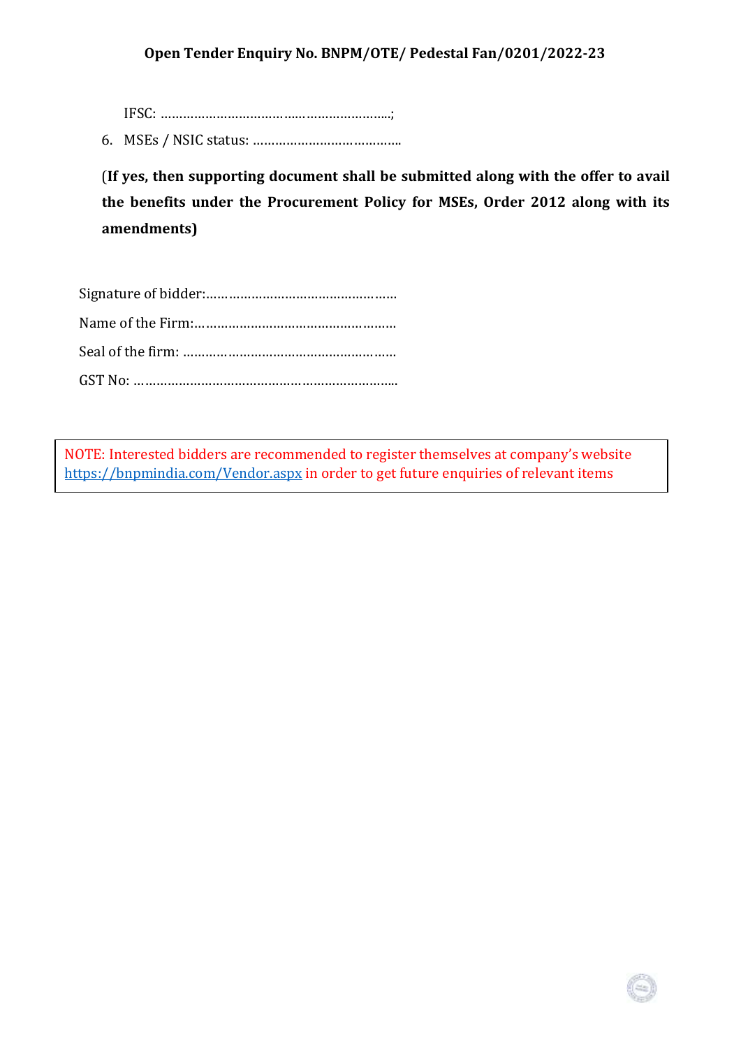IFSC: ………………………………………………………..;

6. MSEs / NSIC status: …………………………………..

**(If yes, then supporting document shall be submitted along with the offer to avail the benefits under the Procurement Policy for MSEs, Order 2012 along with its amendments)**

Signature of bidder:……………………………………………

Name of the Firm:………………………………………………

Seal of the firm: …………………………………………………

GST No: ……………………………………………………………..

NOTE: Interested bidders are recommended to register themselves at company's website https://bnpmindia.com/Vendor.aspx in order to get future enquiries of relevant items